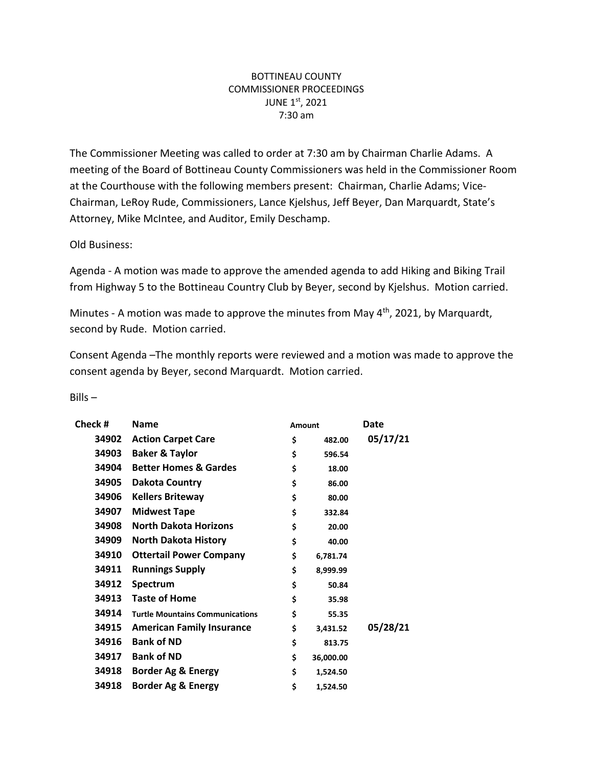BOTTINEAU COUNTY
COMMISSIONER PROCEEDINGS
JUNE 1st, 2021
7:30 am

The Commissioner Meeting was called to order at 7:30 am by Chairman Charlie Adams. A meeting of the Board of Bottineau County Commissioners was held in the Commissioner Room at the Courthouse with the following members present: Chairman, Charlie Adams; Vice-Chairman, LeRoy Rude, Commissioners, Lance Kjelshus, Jeff Beyer, Dan Marquardt, State's Attorney, Mike McIntee, and Auditor, Emily Deschamp.

Old Business:

Agenda - A motion was made to approve the amended agenda to add Hiking and Biking Trail from Highway 5 to the Bottineau Country Club by Beyer, second by Kjelshus. Motion carried.

Minutes - A motion was made to approve the minutes from May 4th, 2021, by Marquardt, second by Rude. Motion carried.

Consent Agenda –The monthly reports were reviewed and a motion was made to approve the consent agenda by Beyer, second Marquardt. Motion carried.

Bills –

| Check # | Name | Amount | Date |
|---|---|---|---|
| 34902 | **Action Carpet Care** | $ 482.00 | 05/17/21 |
| 34903 | **Baker & Taylor** | $ 596.54 | |
| 34904 | **Better Homes & Gardes** | $ 18.00 | |
| 34905 | **Dakota Country** | $ 86.00 | |
| 34906 | **Kellers Briteway** | $ 80.00 | |
| 34907 | **Midwest Tape** | $ 332.84 | |
| 34908 | **North Dakota Horizons** | $ 20.00 | |
| 34909 | **North Dakota History** | $ 40.00 | |
| 34910 | **Ottertail Power Company** | $ 6,781.74 | |
| 34911 | **Runnings Supply** | $ 8,999.99 | |
| 34912 | **Spectrum** | $ 50.84 | |
| 34913 | **Taste of Home** | $ 35.98 | |
| 34914 | **Turtle Mountains Communications** | $ 55.35 | |
| 34915 | **American Family Insurance** | $ 3,431.52 | 05/28/21 |
| 34916 | **Bank of ND** | $ 813.75 | |
| 34917 | **Bank of ND** | $ 36,000.00 | |
| 34918 | **Border Ag & Energy** | $ 1,524.50 | |
| 34918 | **Border Ag & Energy** | $ 1,524.50 | |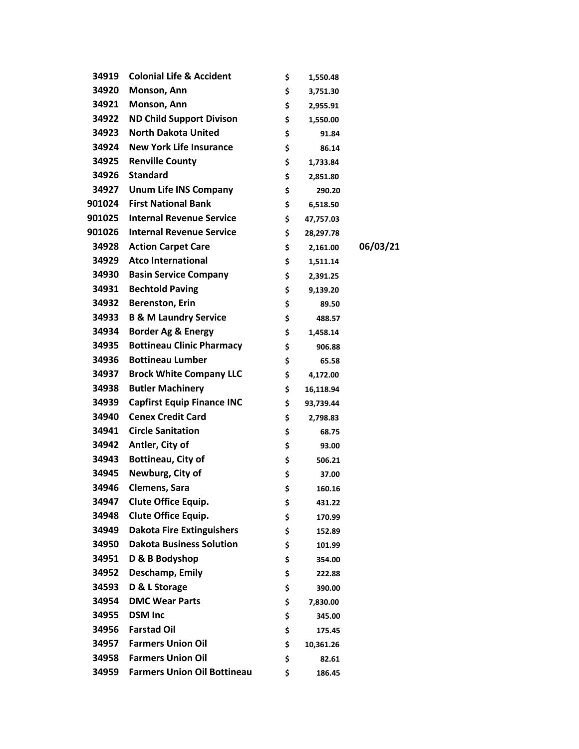| | | | | |
|---|---|---|---|---|
| 34919 | Colonial Life & Accident | $ | 1,550.48 | |
| 34920 | Monson, Ann | $ | 3,751.30 | |
| 34921 | Monson, Ann | $ | 2,955.91 | |
| 34922 | ND Child Support Divison | $ | 1,550.00 | |
| 34923 | North Dakota United | $ | 91.84 | |
| 34924 | New York Life Insurance | $ | 86.14 | |
| 34925 | Renville County | $ | 1,733.84 | |
| 34926 | Standard | $ | 2,851.80 | |
| 34927 | Unum Life INS Company | $ | 290.20 | |
| 901024 | First National Bank | $ | 6,518.50 | |
| 901025 | Internal Revenue Service | $ | 47,757.03 | |
| 901026 | Internal Revenue Service | $ | 28,297.78 | |
| 34928 | Action Carpet Care | $ | 2,161.00 | 06/03/21 |
| 34929 | Atco International | $ | 1,511.14 | |
| 34930 | Basin Service Company | $ | 2,391.25 | |
| 34931 | Bechtold Paving | $ | 9,139.20 | |
| 34932 | Berenston, Erin | $ | 89.50 | |
| 34933 | B & M Laundry Service | $ | 488.57 | |
| 34934 | Border Ag & Energy | $ | 1,458.14 | |
| 34935 | Bottineau Clinic Pharmacy | $ | 906.88 | |
| 34936 | Bottineau Lumber | $ | 65.58 | |
| 34937 | Brock White Company LLC | $ | 4,172.00 | |
| 34938 | Butler Machinery | $ | 16,118.94 | |
| 34939 | Capfirst Equip Finance INC | $ | 93,739.44 | |
| 34940 | Cenex Credit Card | $ | 2,798.83 | |
| 34941 | Circle Sanitation | $ | 68.75 | |
| 34942 | Antler, City of | $ | 93.00 | |
| 34943 | Bottineau, City of | $ | 506.21 | |
| 34945 | Newburg, City of | $ | 37.00 | |
| 34946 | Clemens, Sara | $ | 160.16 | |
| 34947 | Clute Office Equip. | $ | 431.22 | |
| 34948 | Clute Office Equip. | $ | 170.99 | |
| 34949 | Dakota Fire Extinguishers | $ | 152.89 | |
| 34950 | Dakota Business Solution | $ | 101.99 | |
| 34951 | D & B Bodyshop | $ | 354.00 | |
| 34952 | Deschamp, Emily | $ | 222.88 | |
| 34593 | D & L Storage | $ | 390.00 | |
| 34954 | DMC Wear Parts | $ | 7,830.00 | |
| 34955 | DSM Inc | $ | 345.00 | |
| 34956 | Farstad Oil | $ | 175.45 | |
| 34957 | Farmers Union Oil | $ | 10,361.26 | |
| 34958 | Farmers Union Oil | $ | 82.61 | |
| 34959 | Farmers Union Oil Bottineau | $ | 186.45 | |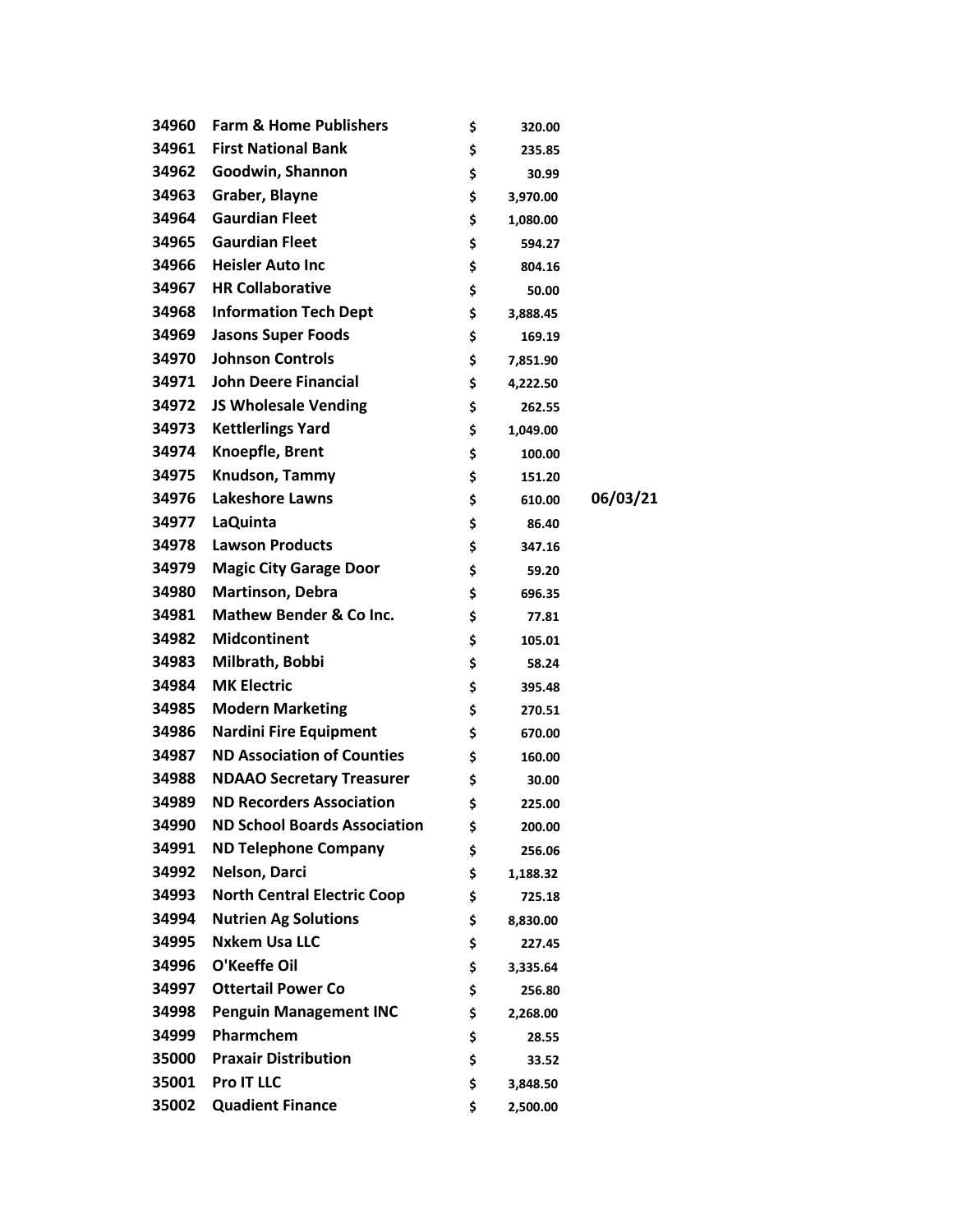| | | | | |
|---|---|---|---|---|
| 34960 | Farm & Home Publishers | $ | 320.00 | |
| 34961 | First National Bank | $ | 235.85 | |
| 34962 | Goodwin, Shannon | $ | 30.99 | |
| 34963 | Graber, Blayne | $ | 3,970.00 | |
| 34964 | Gaurdian Fleet | $ | 1,080.00 | |
| 34965 | Gaurdian Fleet | $ | 594.27 | |
| 34966 | Heisler Auto Inc | $ | 804.16 | |
| 34967 | HR Collaborative | $ | 50.00 | |
| 34968 | Information Tech Dept | $ | 3,888.45 | |
| 34969 | Jasons Super Foods | $ | 169.19 | |
| 34970 | Johnson Controls | $ | 7,851.90 | |
| 34971 | John Deere Financial | $ | 4,222.50 | |
| 34972 | JS Wholesale Vending | $ | 262.55 | |
| 34973 | Kettlerlings Yard | $ | 1,049.00 | |
| 34974 | Knoepfle, Brent | $ | 100.00 | |
| 34975 | Knudson, Tammy | $ | 151.20 | |
| 34976 | Lakeshore Lawns | $ | 610.00 | 06/03/21 |
| 34977 | LaQuinta | $ | 86.40 | |
| 34978 | Lawson Products | $ | 347.16 | |
| 34979 | Magic City Garage Door | $ | 59.20 | |
| 34980 | Martinson, Debra | $ | 696.35 | |
| 34981 | Mathew Bender & Co Inc. | $ | 77.81 | |
| 34982 | Midcontinent | $ | 105.01 | |
| 34983 | Milbrath, Bobbi | $ | 58.24 | |
| 34984 | MK Electric | $ | 395.48 | |
| 34985 | Modern Marketing | $ | 270.51 | |
| 34986 | Nardini Fire Equipment | $ | 670.00 | |
| 34987 | ND Association of Counties | $ | 160.00 | |
| 34988 | NDAAO Secretary Treasurer | $ | 30.00 | |
| 34989 | ND Recorders Association | $ | 225.00 | |
| 34990 | ND School Boards Association | $ | 200.00 | |
| 34991 | ND Telephone Company | $ | 256.06 | |
| 34992 | Nelson, Darci | $ | 1,188.32 | |
| 34993 | North Central Electric Coop | $ | 725.18 | |
| 34994 | Nutrien Ag Solutions | $ | 8,830.00 | |
| 34995 | Nxkem Usa LLC | $ | 227.45 | |
| 34996 | O'Keeffe Oil | $ | 3,335.64 | |
| 34997 | Ottertail Power Co | $ | 256.80 | |
| 34998 | Penguin Management INC | $ | 2,268.00 | |
| 34999 | Pharmchem | $ | 28.55 | |
| 35000 | Praxair Distribution | $ | 33.52 | |
| 35001 | Pro IT LLC | $ | 3,848.50 | |
| 35002 | Quadient Finance | $ | 2,500.00 | |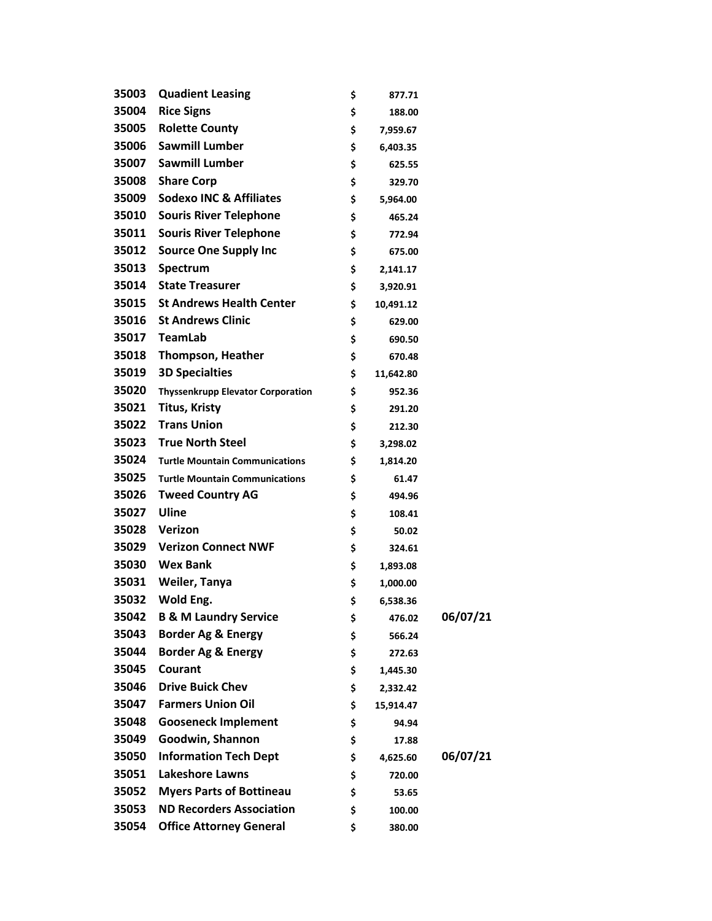| | | | | |
|---|---|---|---|---|
| 35003 | Quadient Leasing | $ | 877.71 | |
| 35004 | Rice Signs | $ | 188.00 | |
| 35005 | Rolette County | $ | 7,959.67 | |
| 35006 | Sawmill Lumber | $ | 6,403.35 | |
| 35007 | Sawmill Lumber | $ | 625.55 | |
| 35008 | Share Corp | $ | 329.70 | |
| 35009 | Sodexo INC & Affiliates | $ | 5,964.00 | |
| 35010 | Souris River Telephone | $ | 465.24 | |
| 35011 | Souris River Telephone | $ | 772.94 | |
| 35012 | Source One Supply Inc | $ | 675.00 | |
| 35013 | Spectrum | $ | 2,141.17 | |
| 35014 | State Treasurer | $ | 3,920.91 | |
| 35015 | St Andrews Health Center | $ | 10,491.12 | |
| 35016 | St Andrews Clinic | $ | 629.00 | |
| 35017 | TeamLab | $ | 690.50 | |
| 35018 | Thompson, Heather | $ | 670.48 | |
| 35019 | 3D Specialties | $ | 11,642.80 | |
| 35020 | Thyssenkrupp Elevator Corporation | $ | 952.36 | |
| 35021 | Titus, Kristy | $ | 291.20 | |
| 35022 | Trans Union | $ | 212.30 | |
| 35023 | True North Steel | $ | 3,298.02 | |
| 35024 | Turtle Mountain Communications | $ | 1,814.20 | |
| 35025 | Turtle Mountain Communications | $ | 61.47 | |
| 35026 | Tweed Country AG | $ | 494.96 | |
| 35027 | Uline | $ | 108.41 | |
| 35028 | Verizon | $ | 50.02 | |
| 35029 | Verizon Connect NWF | $ | 324.61 | |
| 35030 | Wex Bank | $ | 1,893.08 | |
| 35031 | Weiler, Tanya | $ | 1,000.00 | |
| 35032 | Wold Eng. | $ | 6,538.36 | |
| 35042 | B & M Laundry Service | $ | 476.02 | 06/07/21 |
| 35043 | Border Ag & Energy | $ | 566.24 | |
| 35044 | Border Ag & Energy | $ | 272.63 | |
| 35045 | Courant | $ | 1,445.30 | |
| 35046 | Drive Buick Chev | $ | 2,332.42 | |
| 35047 | Farmers Union Oil | $ | 15,914.47 | |
| 35048 | Gooseneck Implement | $ | 94.94 | |
| 35049 | Goodwin, Shannon | $ | 17.88 | |
| 35050 | Information Tech Dept | $ | 4,625.60 | 06/07/21 |
| 35051 | Lakeshore Lawns | $ | 720.00 | |
| 35052 | Myers Parts of Bottineau | $ | 53.65 | |
| 35053 | ND Recorders Association | $ | 100.00 | |
| 35054 | Office Attorney General | $ | 380.00 | |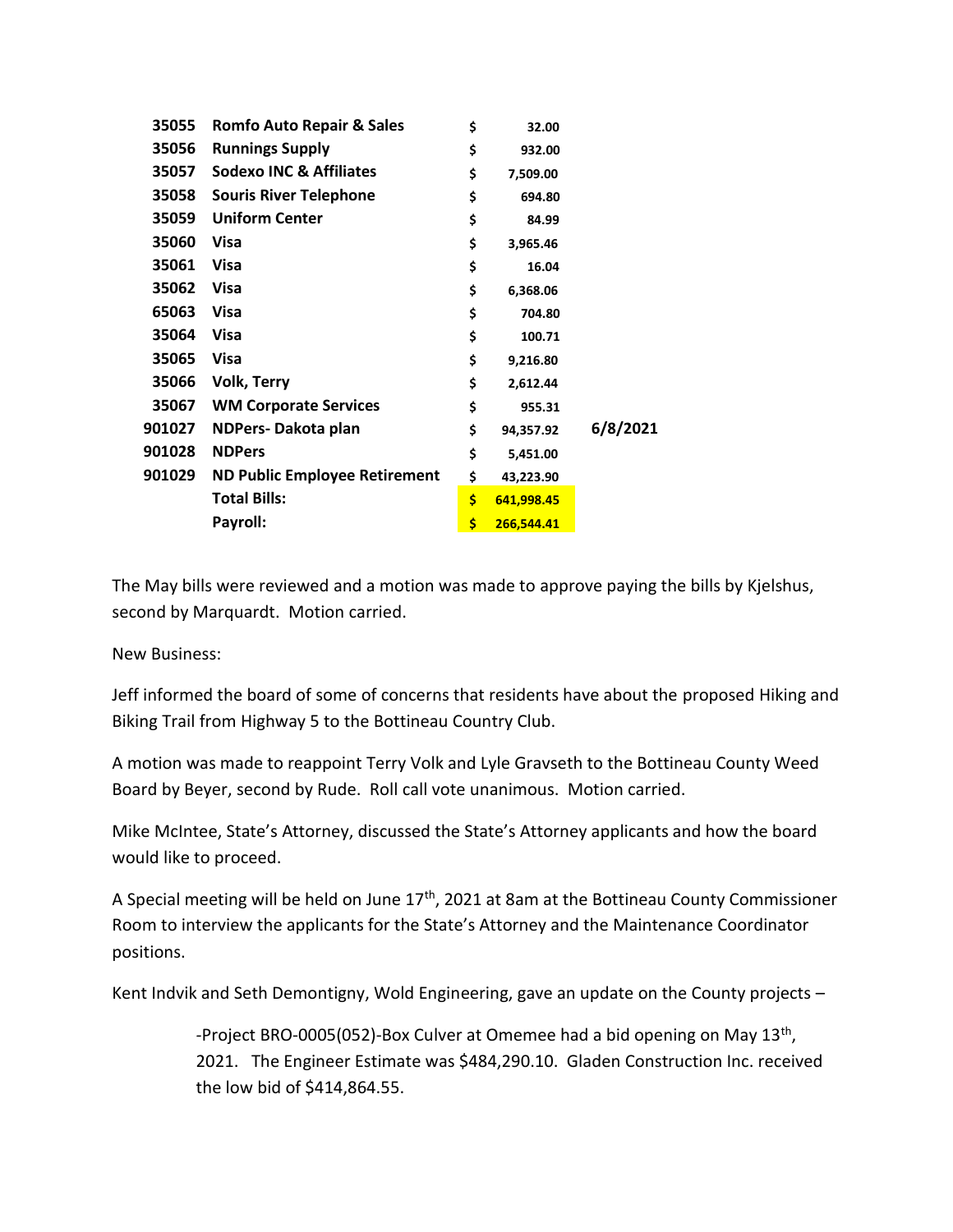| | | | |
|---|---|---|---|
| 35055 | **Romfo Auto Repair & Sales** | $ 32.00 | |
| 35056 | **Runnings Supply** | $ 932.00 | |
| 35057 | **Sodexo INC & Affiliates** | $ 7,509.00 | |
| 35058 | **Souris River Telephone** | $ 694.80 | |
| 35059 | **Uniform Center** | $ 84.99 | |
| 35060 | **Visa** | $ 3,965.46 | |
| 35061 | **Visa** | $ 16.04 | |
| 35062 | **Visa** | $ 6,368.06 | |
| 65063 | **Visa** | $ 704.80 | |
| 35064 | **Visa** | $ 100.71 | |
| 35065 | **Visa** | $ 9,216.80 | |
| 35066 | **Volk, Terry** | $ 2,612.44 | |
| 35067 | **WM Corporate Services** | $ 955.31 | |
| 901027 | **NDPers- Dakota plan** | $ 94,357.92 | **6/8/2021** |
| 901028 | **NDPers** | $ 5,451.00 | |
| 901029 | **ND Public Employee Retirement** | $ 43,223.90 | |
| | **Total Bills:** | **$ 641,998.45** | |
| | **Payroll:** | **$ 266,544.41** | |

The May bills were reviewed and a motion was made to approve paying the bills by Kjelshus, second by Marquardt. Motion carried.

New Business:

Jeff informed the board of some of concerns that residents have about the proposed Hiking and Biking Trail from Highway 5 to the Bottineau Country Club.

A motion was made to reappoint Terry Volk and Lyle Gravseth to the Bottineau County Weed Board by Beyer, second by Rude. Roll call vote unanimous. Motion carried.

Mike McIntee, State's Attorney, discussed the State's Attorney applicants and how the board would like to proceed.

A Special meeting will be held on June 17th, 2021 at 8am at the Bottineau County Commissioner Room to interview the applicants for the State's Attorney and the Maintenance Coordinator positions.

Kent Indvik and Seth Demontigny, Wold Engineering, gave an update on the County projects –

> -Project BRO-0005(052)-Box Culver at Omemee had a bid opening on May 13th, 2021. The Engineer Estimate was $484,290.10. Gladen Construction Inc. received the low bid of $414,864.55.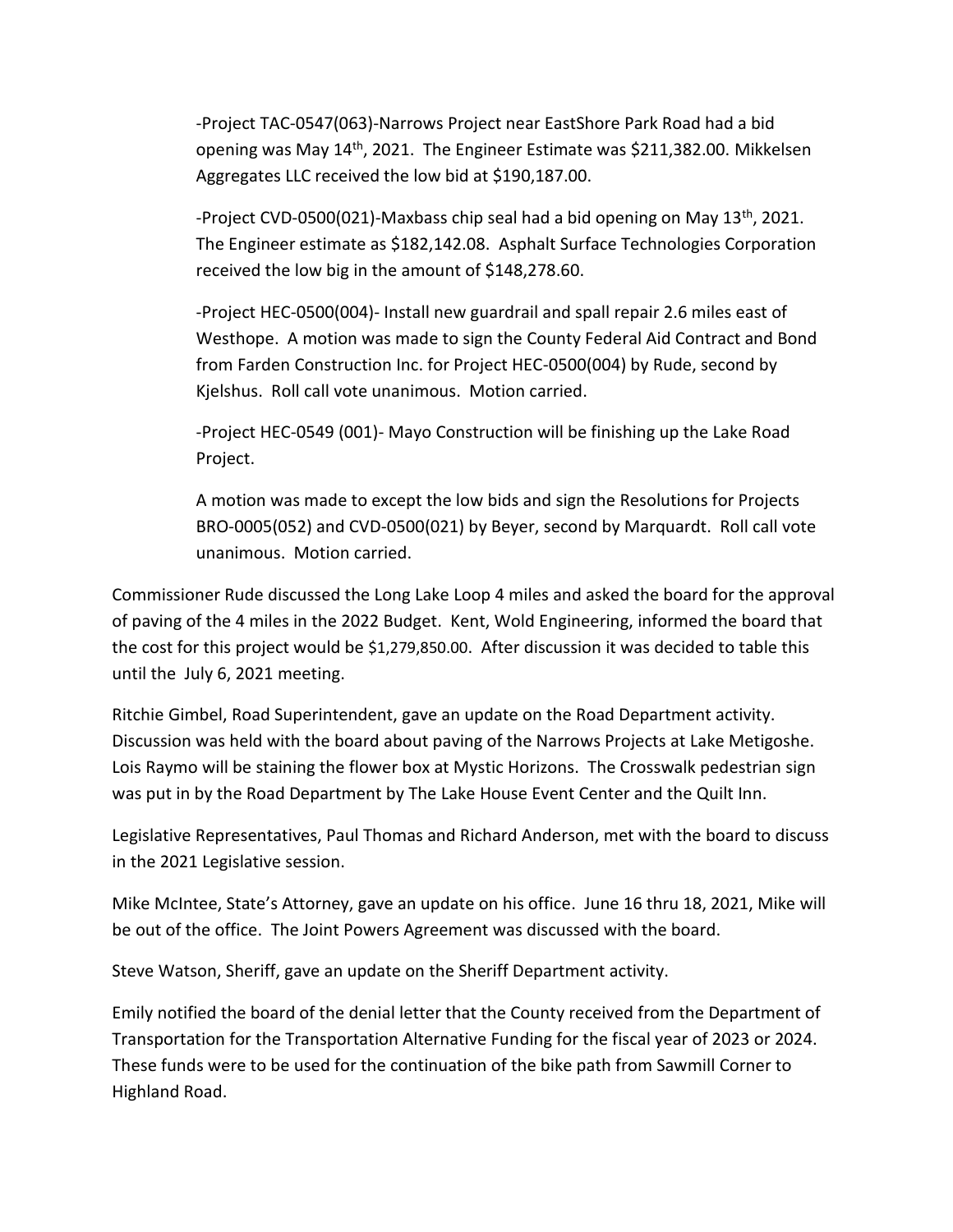-Project TAC-0547(063)-Narrows Project near EastShore Park Road had a bid opening was May 14th, 2021. The Engineer Estimate was $211,382.00. Mikkelsen Aggregates LLC received the low bid at $190,187.00.

-Project CVD-0500(021)-Maxbass chip seal had a bid opening on May 13th, 2021. The Engineer estimate as $182,142.08. Asphalt Surface Technologies Corporation received the low big in the amount of $148,278.60.

-Project HEC-0500(004)- Install new guardrail and spall repair 2.6 miles east of Westhope. A motion was made to sign the County Federal Aid Contract and Bond from Farden Construction Inc. for Project HEC-0500(004) by Rude, second by Kjelshus. Roll call vote unanimous. Motion carried.

-Project HEC-0549 (001)- Mayo Construction will be finishing up the Lake Road Project.

A motion was made to except the low bids and sign the Resolutions for Projects BRO-0005(052) and CVD-0500(021) by Beyer, second by Marquardt. Roll call vote unanimous. Motion carried.

Commissioner Rude discussed the Long Lake Loop 4 miles and asked the board for the approval of paving of the 4 miles in the 2022 Budget. Kent, Wold Engineering, informed the board that the cost for this project would be $1,279,850.00. After discussion it was decided to table this until the July 6, 2021 meeting.

Ritchie Gimbel, Road Superintendent, gave an update on the Road Department activity. Discussion was held with the board about paving of the Narrows Projects at Lake Metigoshe. Lois Raymo will be staining the flower box at Mystic Horizons. The Crosswalk pedestrian sign was put in by the Road Department by The Lake House Event Center and the Quilt Inn.

Legislative Representatives, Paul Thomas and Richard Anderson, met with the board to discuss in the 2021 Legislative session.

Mike McIntee, State's Attorney, gave an update on his office. June 16 thru 18, 2021, Mike will be out of the office. The Joint Powers Agreement was discussed with the board.

Steve Watson, Sheriff, gave an update on the Sheriff Department activity.

Emily notified the board of the denial letter that the County received from the Department of Transportation for the Transportation Alternative Funding for the fiscal year of 2023 or 2024. These funds were to be used for the continuation of the bike path from Sawmill Corner to Highland Road.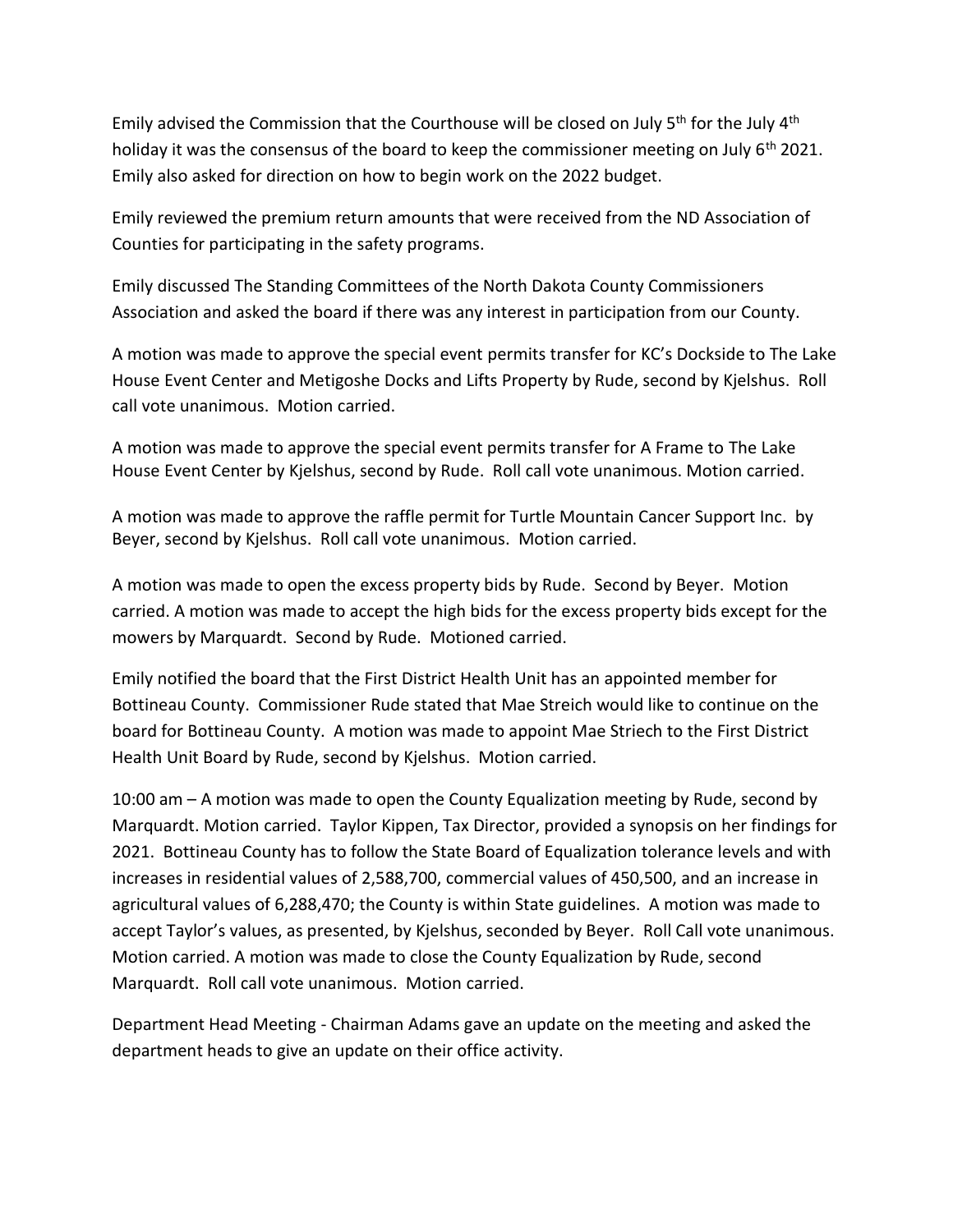Emily advised the Commission that the Courthouse will be closed on July 5th for the July 4th holiday it was the consensus of the board to keep the commissioner meeting on July 6th 2021. Emily also asked for direction on how to begin work on the 2022 budget.

Emily reviewed the premium return amounts that were received from the ND Association of Counties for participating in the safety programs.

Emily discussed The Standing Committees of the North Dakota County Commissioners Association and asked the board if there was any interest in participation from our County.

A motion was made to approve the special event permits transfer for KC's Dockside to The Lake House Event Center and Metigoshe Docks and Lifts Property by Rude, second by Kjelshus. Roll call vote unanimous. Motion carried.

A motion was made to approve the special event permits transfer for A Frame to The Lake House Event Center by Kjelshus, second by Rude. Roll call vote unanimous. Motion carried.

A motion was made to approve the raffle permit for Turtle Mountain Cancer Support Inc. by Beyer, second by Kjelshus. Roll call vote unanimous. Motion carried.

A motion was made to open the excess property bids by Rude. Second by Beyer. Motion carried. A motion was made to accept the high bids for the excess property bids except for the mowers by Marquardt. Second by Rude. Motioned carried.

Emily notified the board that the First District Health Unit has an appointed member for Bottineau County. Commissioner Rude stated that Mae Streich would like to continue on the board for Bottineau County. A motion was made to appoint Mae Striech to the First District Health Unit Board by Rude, second by Kjelshus. Motion carried.

10:00 am – A motion was made to open the County Equalization meeting by Rude, second by Marquardt. Motion carried. Taylor Kippen, Tax Director, provided a synopsis on her findings for 2021. Bottineau County has to follow the State Board of Equalization tolerance levels and with increases in residential values of 2,588,700, commercial values of 450,500, and an increase in agricultural values of 6,288,470; the County is within State guidelines. A motion was made to accept Taylor's values, as presented, by Kjelshus, seconded by Beyer. Roll Call vote unanimous. Motion carried. A motion was made to close the County Equalization by Rude, second Marquardt. Roll call vote unanimous. Motion carried.

Department Head Meeting - Chairman Adams gave an update on the meeting and asked the department heads to give an update on their office activity.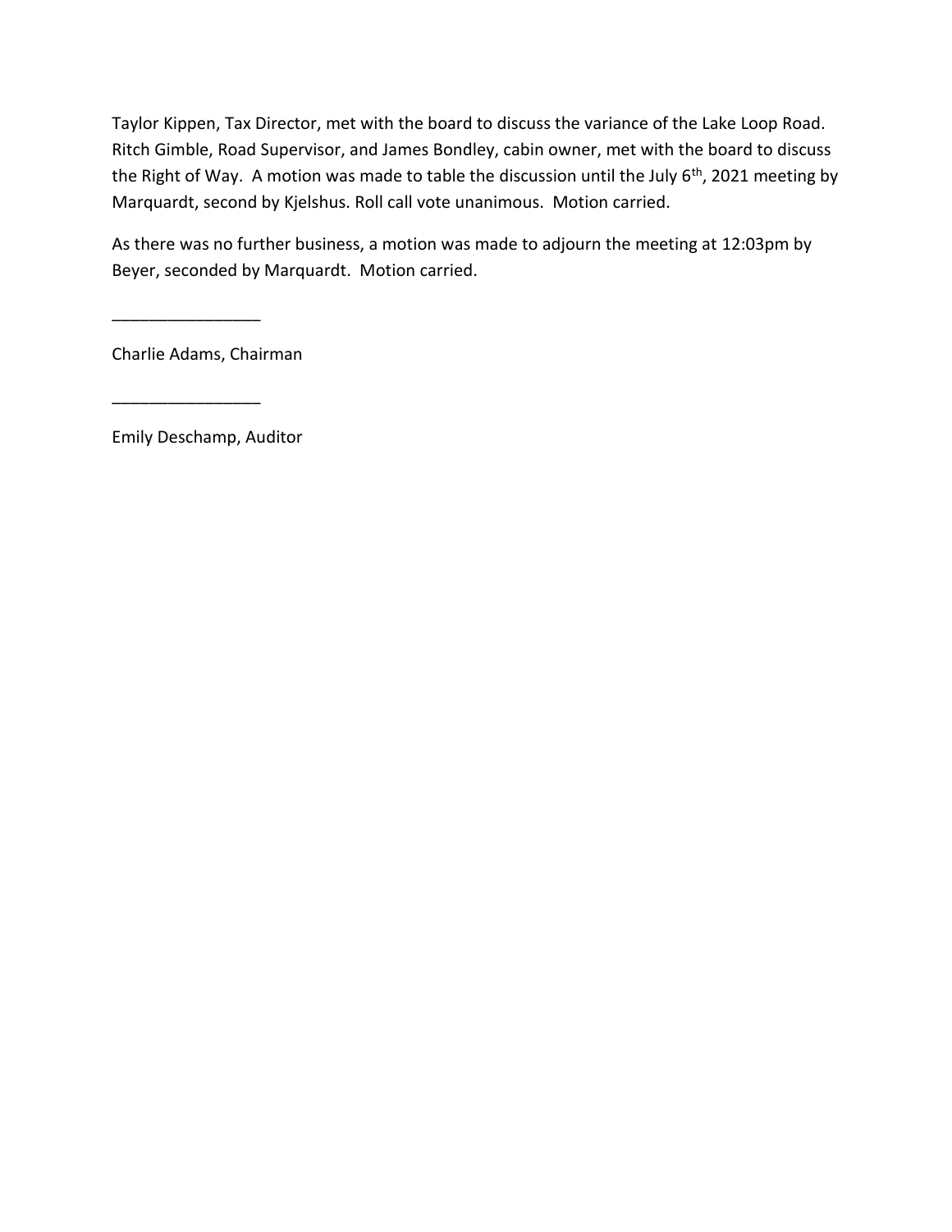Taylor Kippen, Tax Director, met with the board to discuss the variance of the Lake Loop Road. Ritch Gimble, Road Supervisor, and James Bondley, cabin owner, met with the board to discuss the Right of Way. A motion was made to table the discussion until the July 6th, 2021 meeting by Marquardt, second by Kjelshus. Roll call vote unanimous. Motion carried.

As there was no further business, a motion was made to adjourn the meeting at 12:03pm by Beyer, seconded by Marquardt. Motion carried.

________________

Charlie Adams, Chairman

________________

Emily Deschamp, Auditor